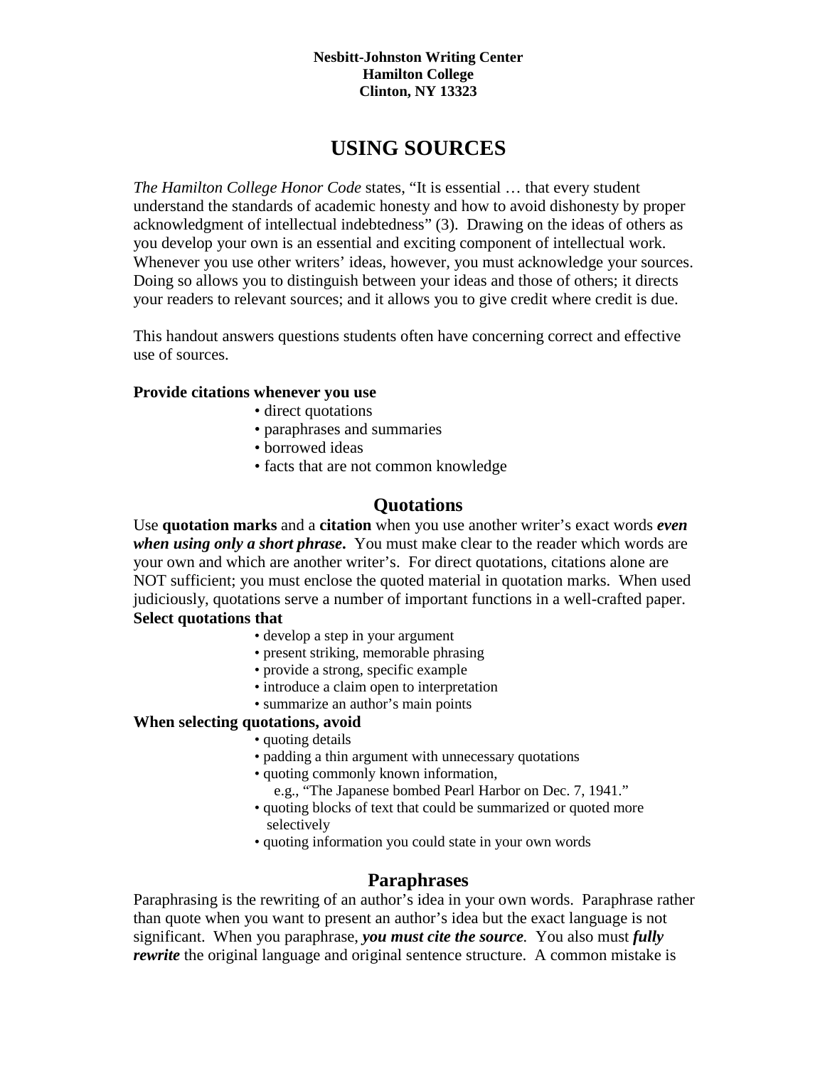**Nesbitt-Johnston Writing Center**
**Hamilton College**
**Clinton, NY 13323**

# USING SOURCES

*The Hamilton College Honor Code* states, "It is essential … that every student understand the standards of academic honesty and how to avoid dishonesty by proper acknowledgment of intellectual indebtedness" (3). Drawing on the ideas of others as you develop your own is an essential and exciting component of intellectual work. Whenever you use other writers' ideas, however, you must acknowledge your sources. Doing so allows you to distinguish between your ideas and those of others; it directs your readers to relevant sources; and it allows you to give credit where credit is due.

This handout answers questions students often have concerning correct and effective use of sources.

**Provide citations whenever you use**

- direct quotations
- paraphrases and summaries
- borrowed ideas
- facts that are not common knowledge

## Quotations

Use **quotation marks** and a **citation** when you use another writer's exact words ***even when using only a short phrase***. You must make clear to the reader which words are your own and which are another writer's. For direct quotations, citations alone are NOT sufficient; you must enclose the quoted material in quotation marks. When used judiciously, quotations serve a number of important functions in a well-crafted paper.

**Select quotations that**

- develop a step in your argument
- present striking, memorable phrasing
- provide a strong, specific example
- introduce a claim open to interpretation
- summarize an author's main points

**When selecting quotations, avoid**

- quoting details
- padding a thin argument with unnecessary quotations
- quoting commonly known information,
  e.g., "The Japanese bombed Pearl Harbor on Dec. 7, 1941."
- quoting blocks of text that could be summarized or quoted more selectively
- quoting information you could state in your own words

## Paraphrases

Paraphrasing is the rewriting of an author's idea in your own words. Paraphrase rather than quote when you want to present an author's idea but the exact language is not significant. When you paraphrase, ***you must cite the source***. You also must ***fully rewrite*** the original language and original sentence structure. A common mistake is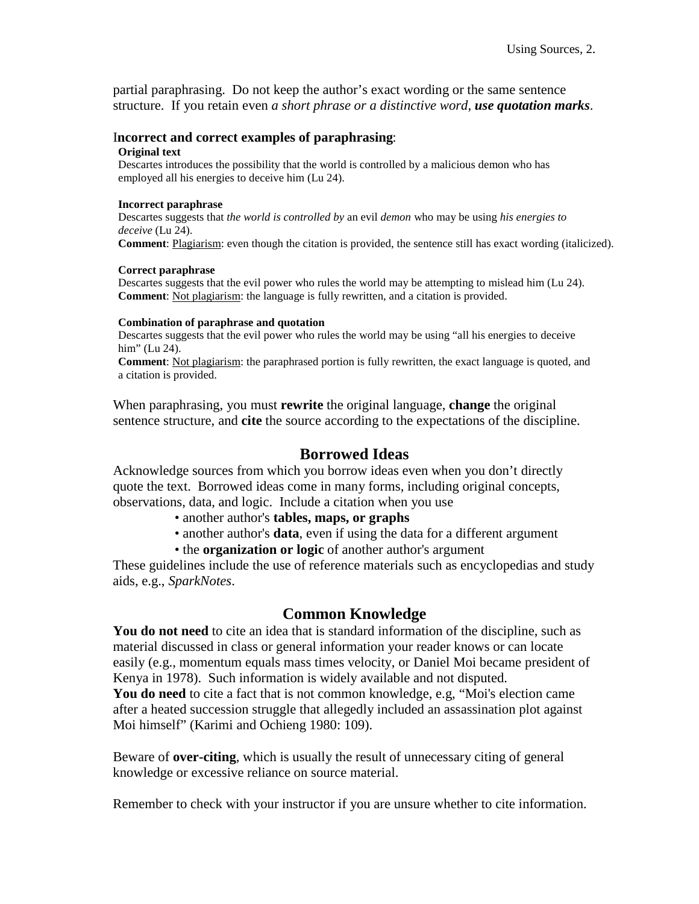partial paraphrasing. Do not keep the author's exact wording or the same sentence structure. If you retain even *a short phrase or a distinctive word*, ***use quotation marks***.

**Incorrect and correct examples of paraphrasing**:

**Original text**
Descartes introduces the possibility that the world is controlled by a malicious demon who has employed all his energies to deceive him (Lu 24).

**Incorrect paraphrase**
Descartes suggests that *the world is controlled by* an evil *demon* who may be using *his energies to deceive* (Lu 24).
**Comment**: Plagiarism: even though the citation is provided, the sentence still has exact wording (italicized).

**Correct paraphrase**
Descartes suggests that the evil power who rules the world may be attempting to mislead him (Lu 24).
**Comment**: Not plagiarism: the language is fully rewritten, and a citation is provided.

**Combination of paraphrase and quotation**
Descartes suggests that the evil power who rules the world may be using "all his energies to deceive him" (Lu 24).
**Comment**: Not plagiarism: the paraphrased portion is fully rewritten, the exact language is quoted, and a citation is provided.

When paraphrasing, you must **rewrite** the original language, **change** the original sentence structure, and **cite** the source according to the expectations of the discipline.

## Borrowed Ideas

Acknowledge sources from which you borrow ideas even when you don't directly quote the text. Borrowed ideas come in many forms, including original concepts, observations, data, and logic. Include a citation when you use

- another author's **tables, maps, or graphs**
- another author's **data**, even if using the data for a different argument
- the **organization or logic** of another author's argument

These guidelines include the use of reference materials such as encyclopedias and study aids, e.g., *SparkNotes*.

## Common Knowledge

**You do not need** to cite an idea that is standard information of the discipline, such as material discussed in class or general information your reader knows or can locate easily (e.g., momentum equals mass times velocity, or Daniel Moi became president of Kenya in 1978). Such information is widely available and not disputed.
**You do need** to cite a fact that is not common knowledge, e.g, "Moi's election came after a heated succession struggle that allegedly included an assassination plot against Moi himself" (Karimi and Ochieng 1980: 109).

Beware of **over-citing**, which is usually the result of unnecessary citing of general knowledge or excessive reliance on source material.

Remember to check with your instructor if you are unsure whether to cite information.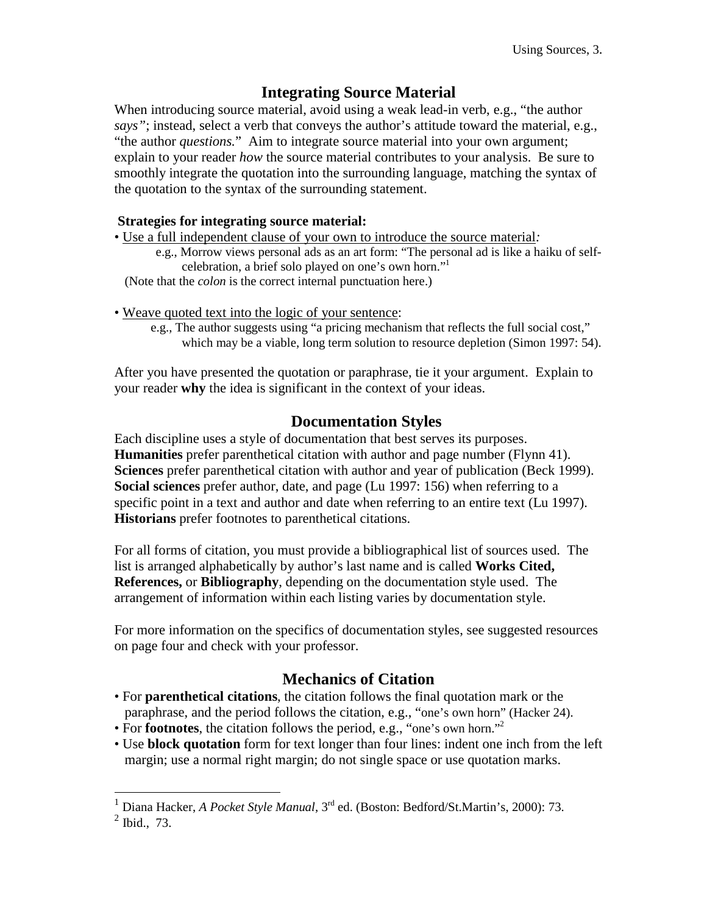## Integrating Source Material

When introducing source material, avoid using a weak lead-in verb, e.g., "the author *says"*; instead, select a verb that conveys the author's attitude toward the material, e.g., "the author *questions.*" Aim to integrate source material into your own argument; explain to your reader *how* the source material contributes to your analysis. Be sure to smoothly integrate the quotation into the surrounding language, matching the syntax of the quotation to the syntax of the surrounding statement.

**Strategies for integrating source material:**

- <u>Use a full independent clause of your own to introduce the source material</u>*:*

  e.g., Morrow views personal ads as an art form: "The personal ad is like a haiku of self-celebration, a brief solo played on one's own horn."[1]

  (Note that the *colon* is the correct internal punctuation here.)

- <u>Weave quoted text into the logic of your sentence</u>:

  e.g., The author suggests using "a pricing mechanism that reflects the full social cost," which may be a viable, long term solution to resource depletion (Simon 1997: 54).

After you have presented the quotation or paraphrase, tie it your argument. Explain to your reader **why** the idea is significant in the context of your ideas.

## Documentation Styles

Each discipline uses a style of documentation that best serves its purposes.
**Humanities** prefer parenthetical citation with author and page number (Flynn 41).
**Sciences** prefer parenthetical citation with author and year of publication (Beck 1999).
**Social sciences** prefer author, date, and page (Lu 1997: 156) when referring to a specific point in a text and author and date when referring to an entire text (Lu 1997).
**Historians** prefer footnotes to parenthetical citations.

For all forms of citation, you must provide a bibliographical list of sources used. The list is arranged alphabetically by author's last name and is called **Works Cited, References,** or **Bibliography**, depending on the documentation style used. The arrangement of information within each listing varies by documentation style.

For more information on the specifics of documentation styles, see suggested resources on page four and check with your professor.

## Mechanics of Citation

- For **parenthetical citations**, the citation follows the final quotation mark or the paraphrase, and the period follows the citation, e.g., "one's own horn" (Hacker 24).
- For **footnotes**, the citation follows the period, e.g., "one's own horn."[2]
- Use **block quotation** form for text longer than four lines: indent one inch from the left margin; use a normal right margin; do not single space or use quotation marks.

---

[1] Diana Hacker, *A Pocket Style Manual*, 3rd ed. (Boston: Bedford/St.Martin's, 2000): 73.

[2] Ibid., 73.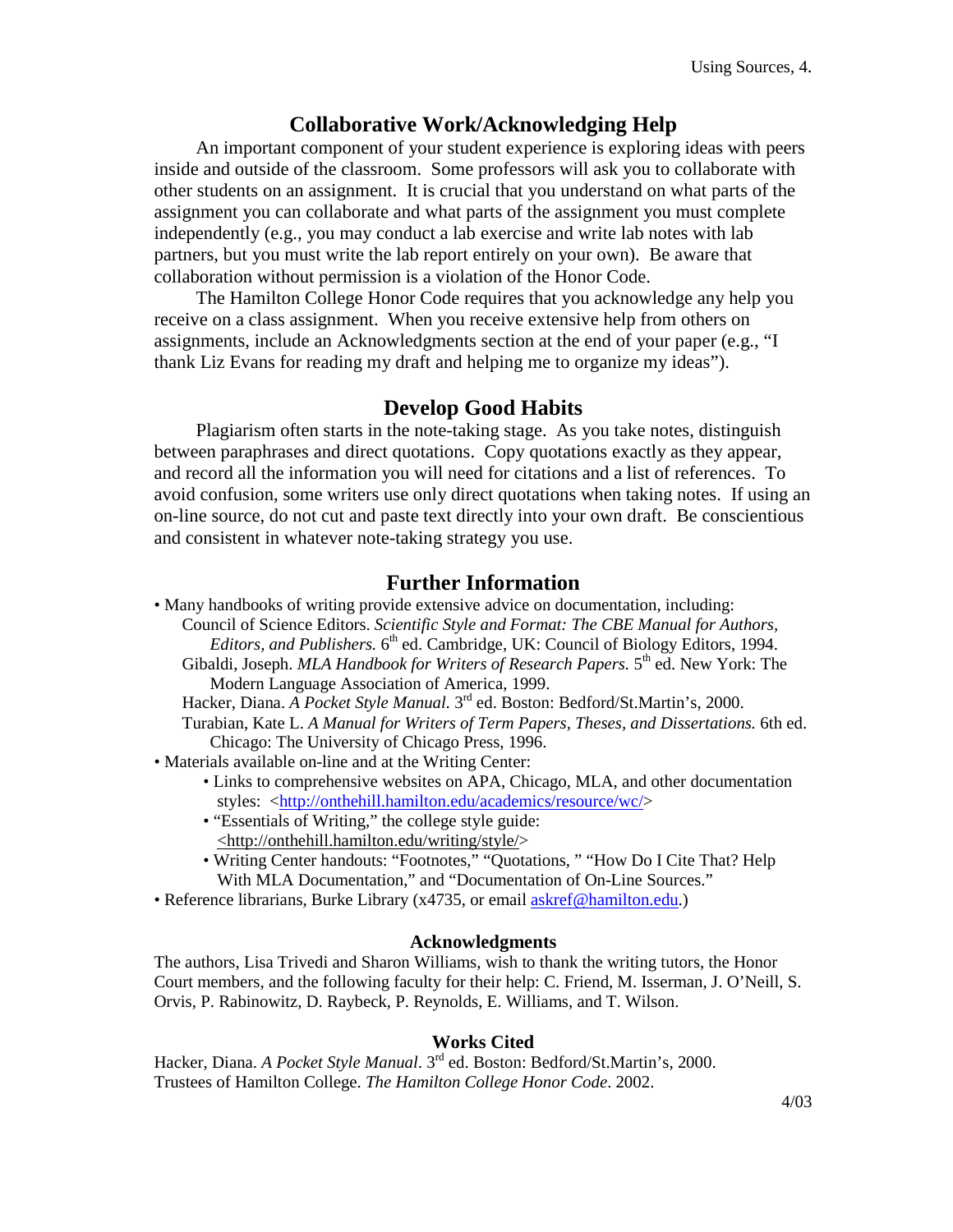## Collaborative Work/Acknowledging Help

An important component of your student experience is exploring ideas with peers inside and outside of the classroom. Some professors will ask you to collaborate with other students on an assignment. It is crucial that you understand on what parts of the assignment you can collaborate and what parts of the assignment you must complete independently (e.g., you may conduct a lab exercise and write lab notes with lab partners, but you must write the lab report entirely on your own). Be aware that collaboration without permission is a violation of the Honor Code.

The Hamilton College Honor Code requires that you acknowledge any help you receive on a class assignment. When you receive extensive help from others on assignments, include an Acknowledgments section at the end of your paper (e.g., "I thank Liz Evans for reading my draft and helping me to organize my ideas").

## Develop Good Habits

Plagiarism often starts in the note-taking stage. As you take notes, distinguish between paraphrases and direct quotations. Copy quotations exactly as they appear, and record all the information you will need for citations and a list of references. To avoid confusion, some writers use only direct quotations when taking notes. If using an on-line source, do not cut and paste text directly into your own draft. Be conscientious and consistent in whatever note-taking strategy you use.

## Further Information

- Many handbooks of writing provide extensive advice on documentation, including:
  - Council of Science Editors. *Scientific Style and Format: The CBE Manual for Authors, Editors, and Publishers.* 6th ed. Cambridge, UK: Council of Biology Editors, 1994.
  - Gibaldi, Joseph. *MLA Handbook for Writers of Research Papers.* 5th ed. New York: The Modern Language Association of America, 1999.
  - Hacker, Diana. *A Pocket Style Manual*. 3rd ed. Boston: Bedford/St.Martin's, 2000.
  - Turabian, Kate L. *A Manual for Writers of Term Papers, Theses, and Dissertations.* 6th ed. Chicago: The University of Chicago Press, 1996.
- Materials available on-line and at the Writing Center:
  - Links to comprehensive websites on APA, Chicago, MLA, and other documentation styles: <http://onthehill.hamilton.edu/academics/resource/wc/>
  - "Essentials of Writing," the college style guide: <http://onthehill.hamilton.edu/writing/style/>
  - Writing Center handouts: "Footnotes," "Quotations, " "How Do I Cite That? Help With MLA Documentation," and "Documentation of On-Line Sources."
- Reference librarians, Burke Library (x4735, or email askref@hamilton.edu.)

### Acknowledgments

The authors, Lisa Trivedi and Sharon Williams, wish to thank the writing tutors, the Honor Court members, and the following faculty for their help: C. Friend, M. Isserman, J. O'Neill, S. Orvis, P. Rabinowitz, D. Raybeck, P. Reynolds, E. Williams, and T. Wilson.

### Works Cited

Hacker, Diana. *A Pocket Style Manual*. 3rd ed. Boston: Bedford/St.Martin's, 2000.
Trustees of Hamilton College. *The Hamilton College Honor Code*. 2002.

4/03